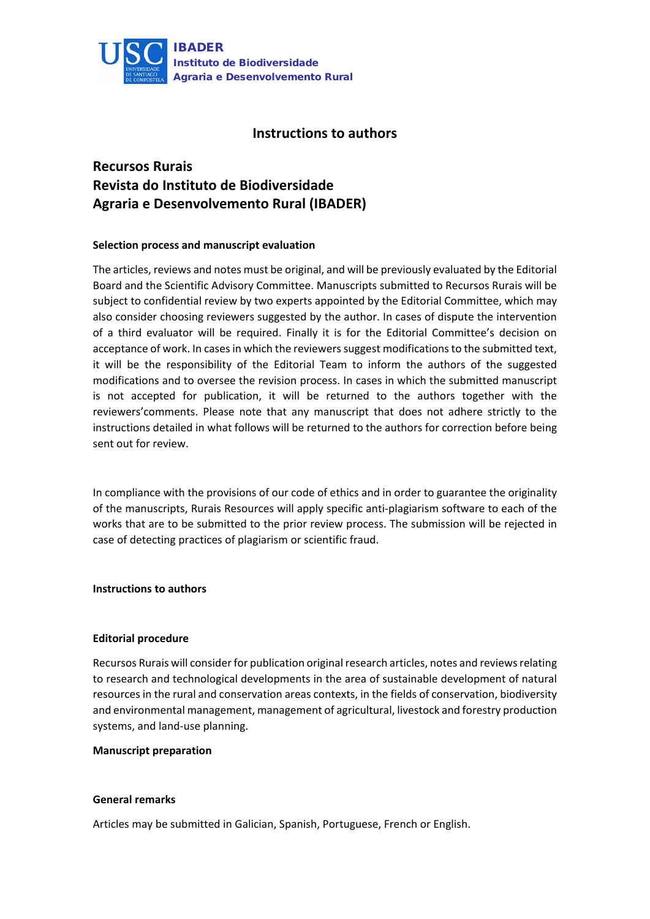**IBADER**
**Instituto de Biodiversidade**
**Agraria e Desenvolvemento Rural**

# Instructions to authors

## Recursos Rurais
## Revista do Instituto de Biodiversidade
## Agraria e Desenvolvemento Rural (IBADER)

### Selection process and manuscript evaluation

The articles, reviews and notes must be original, and will be previously evaluated by the Editorial Board and the Scientific Advisory Committee. Manuscripts submitted to Recursos Rurais will be subject to confidential review by two experts appointed by the Editorial Committee, which may also consider choosing reviewers suggested by the author. In cases of dispute the intervention of a third evaluator will be required. Finally it is for the Editorial Committee's decision on acceptance of work. In cases in which the reviewers suggest modifications to the submitted text, it will be the responsibility of the Editorial Team to inform the authors of the suggested modifications and to oversee the revision process. In cases in which the submitted manuscript is not accepted for publication, it will be returned to the authors together with the reviewers'comments. Please note that any manuscript that does not adhere strictly to the instructions detailed in what follows will be returned to the authors for correction before being sent out for review.

In compliance with the provisions of our code of ethics and in order to guarantee the originality of the manuscripts, Rurais Resources will apply specific anti-plagiarism software to each of the works that are to be submitted to the prior review process. The submission will be rejected in case of detecting practices of plagiarism or scientific fraud.

### Instructions to authors

### Editorial procedure

Recursos Rurais will consider for publication original research articles, notes and reviews relating to research and technological developments in the area of sustainable development of natural resources in the rural and conservation areas contexts, in the fields of conservation, biodiversity and environmental management, management of agricultural, livestock and forestry production systems, and land-use planning.

### Manuscript preparation

### General remarks

Articles may be submitted in Galician, Spanish, Portuguese, French or English.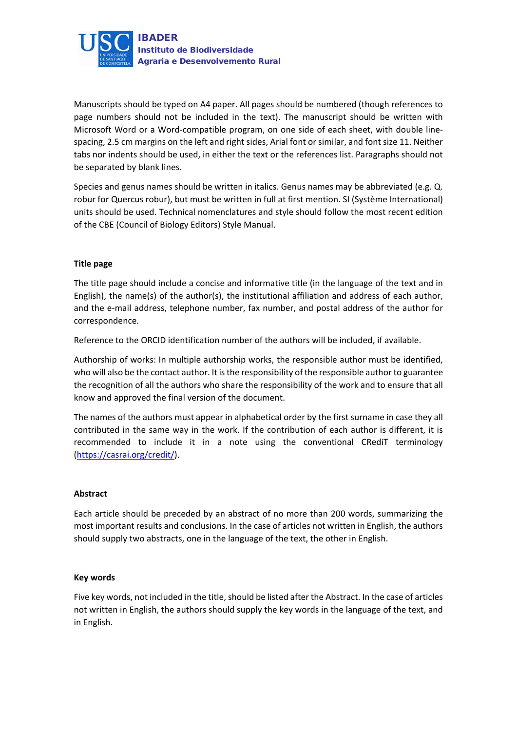Manuscripts should be typed on A4 paper. All pages should be numbered (though references to page numbers should not be included in the text). The manuscript should be written with Microsoft Word or a Word-compatible program, on one side of each sheet, with double line-spacing, 2.5 cm margins on the left and right sides, Arial font or similar, and font size 11. Neither tabs nor indents should be used, in either the text or the references list. Paragraphs should not be separated by blank lines.

Species and genus names should be written in italics. Genus names may be abbreviated (e.g. Q. robur for Quercus robur), but must be written in full at first mention. SI (Système International) units should be used. Technical nomenclatures and style should follow the most recent edition of the CBE (Council of Biology Editors) Style Manual.

**Title page**

The title page should include a concise and informative title (in the language of the text and in English), the name(s) of the author(s), the institutional affiliation and address of each author, and the e-mail address, telephone number, fax number, and postal address of the author for correspondence.

Reference to the ORCID identification number of the authors will be included, if available.

Authorship of works: In multiple authorship works, the responsible author must be identified, who will also be the contact author. It is the responsibility of the responsible author to guarantee the recognition of all the authors who share the responsibility of the work and to ensure that all know and approved the final version of the document.

The names of the authors must appear in alphabetical order by the first surname in case they all contributed in the same way in the work. If the contribution of each author is different, it is recommended to include it in a note using the conventional CRediT terminology (https://casrai.org/credit/).

**Abstract**

Each article should be preceded by an abstract of no more than 200 words, summarizing the most important results and conclusions. In the case of articles not written in English, the authors should supply two abstracts, one in the language of the text, the other in English.

**Key words**

Five key words, not included in the title, should be listed after the Abstract. In the case of articles not written in English, the authors should supply the key words in the language of the text, and in English.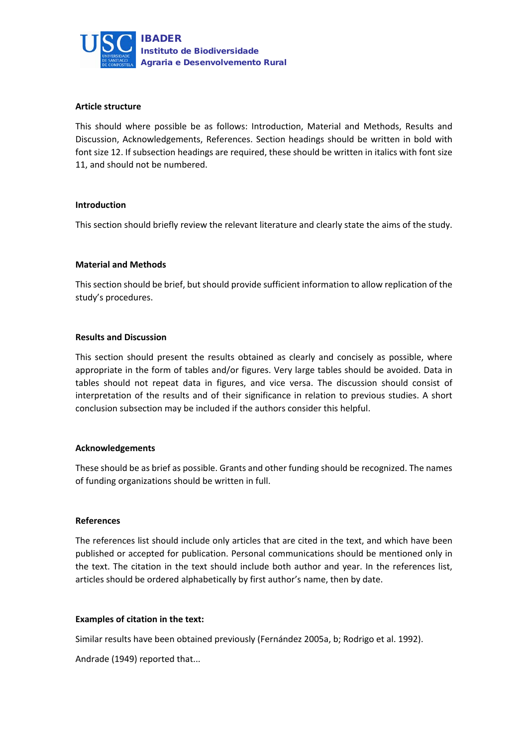**Article structure**

This should where possible be as follows: Introduction, Material and Methods, Results and Discussion, Acknowledgements, References. Section headings should be written in bold with font size 12. If subsection headings are required, these should be written in italics with font size 11, and should not be numbered.

**Introduction**

This section should briefly review the relevant literature and clearly state the aims of the study.

**Material and Methods**

This section should be brief, but should provide sufficient information to allow replication of the study's procedures.

**Results and Discussion**

This section should present the results obtained as clearly and concisely as possible, where appropriate in the form of tables and/or figures. Very large tables should be avoided. Data in tables should not repeat data in figures, and vice versa. The discussion should consist of interpretation of the results and of their significance in relation to previous studies. A short conclusion subsection may be included if the authors consider this helpful.

**Acknowledgements**

These should be as brief as possible. Grants and other funding should be recognized. The names of funding organizations should be written in full.

**References**

The references list should include only articles that are cited in the text, and which have been published or accepted for publication. Personal communications should be mentioned only in the text. The citation in the text should include both author and year. In the references list, articles should be ordered alphabetically by first author's name, then by date.

**Examples of citation in the text:**

Similar results have been obtained previously (Fernández 2005a, b; Rodrigo et al. 1992).

Andrade (1949) reported that...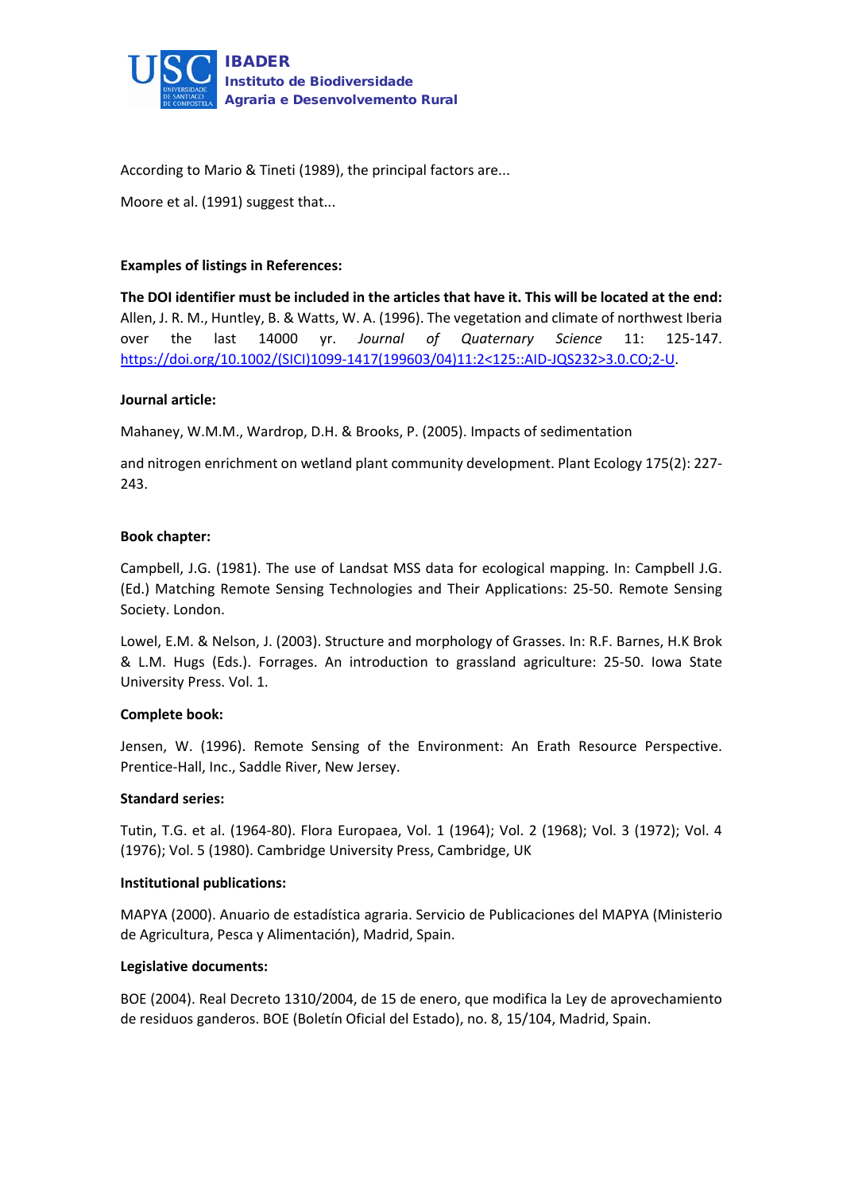According to Mario & Tineti (1989), the principal factors are...

Moore et al. (1991) suggest that...

**Examples of listings in References:**

**The DOI identifier must be included in the articles that have it. This will be located at the end:**
Allen, J. R. M., Huntley, B. & Watts, W. A. (1996). The vegetation and climate of northwest Iberia over the last 14000 yr. *Journal of Quaternary Science* 11: 125-147. https://doi.org/10.1002/(SICI)1099-1417(199603/04)11:2<125::AID-JQS232>3.0.CO;2-U.

**Journal article:**

Mahaney, W.M.M., Wardrop, D.H. & Brooks, P. (2005). Impacts of sedimentation

and nitrogen enrichment on wetland plant community development. Plant Ecology 175(2): 227-243.

**Book chapter:**

Campbell, J.G. (1981). The use of Landsat MSS data for ecological mapping. In: Campbell J.G. (Ed.) Matching Remote Sensing Technologies and Their Applications: 25-50. Remote Sensing Society. London.

Lowel, E.M. & Nelson, J. (2003). Structure and morphology of Grasses. In: R.F. Barnes, H.K Brok & L.M. Hugs (Eds.). Forrages. An introduction to grassland agriculture: 25-50. Iowa State University Press. Vol. 1.

**Complete book:**

Jensen, W. (1996). Remote Sensing of the Environment: An Erath Resource Perspective. Prentice-Hall, Inc., Saddle River, New Jersey.

**Standard series:**

Tutin, T.G. et al. (1964-80). Flora Europaea, Vol. 1 (1964); Vol. 2 (1968); Vol. 3 (1972); Vol. 4 (1976); Vol. 5 (1980). Cambridge University Press, Cambridge, UK

**Institutional publications:**

MAPYA (2000). Anuario de estadística agraria. Servicio de Publicaciones del MAPYA (Ministerio de Agricultura, Pesca y Alimentación), Madrid, Spain.

**Legislative documents:**

BOE (2004). Real Decreto 1310/2004, de 15 de enero, que modifica la Ley de aprovechamiento de residuos ganderos. BOE (Boletín Oficial del Estado), no. 8, 15/104, Madrid, Spain.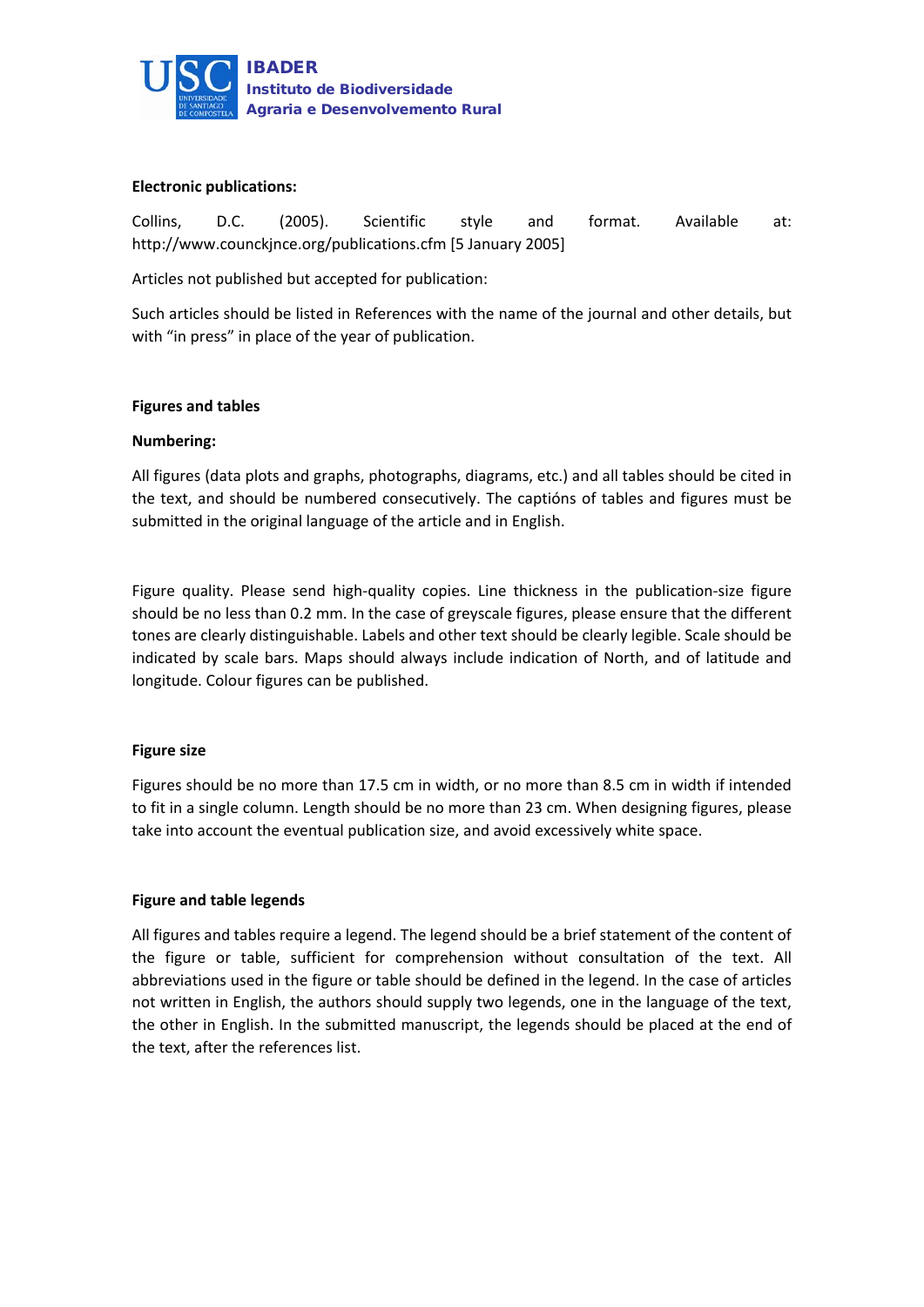**Electronic publications:**

Collins, D.C. (2005). Scientific style and format. Available at: http://www.counckjnce.org/publications.cfm [5 January 2005]

Articles not published but accepted for publication:

Such articles should be listed in References with the name of the journal and other details, but with “in press” in place of the year of publication.

**Figures and tables**

**Numbering:**

All figures (data plots and graphs, photographs, diagrams, etc.) and all tables should be cited in the text, and should be numbered consecutively. The captións of tables and figures must be submitted in the original language of the article and in English.

Figure quality. Please send high-quality copies. Line thickness in the publication-size figure should be no less than 0.2 mm. In the case of greyscale figures, please ensure that the different tones are clearly distinguishable. Labels and other text should be clearly legible. Scale should be indicated by scale bars. Maps should always include indication of North, and of latitude and longitude. Colour figures can be published.

**Figure size**

Figures should be no more than 17.5 cm in width, or no more than 8.5 cm in width if intended to fit in a single column. Length should be no more than 23 cm. When designing figures, please take into account the eventual publication size, and avoid excessively white space.

**Figure and table legends**

All figures and tables require a legend. The legend should be a brief statement of the content of the figure or table, sufficient for comprehension without consultation of the text. All abbreviations used in the figure or table should be defined in the legend. In the case of articles not written in English, the authors should supply two legends, one in the language of the text, the other in English. In the submitted manuscript, the legends should be placed at the end of the text, after the references list.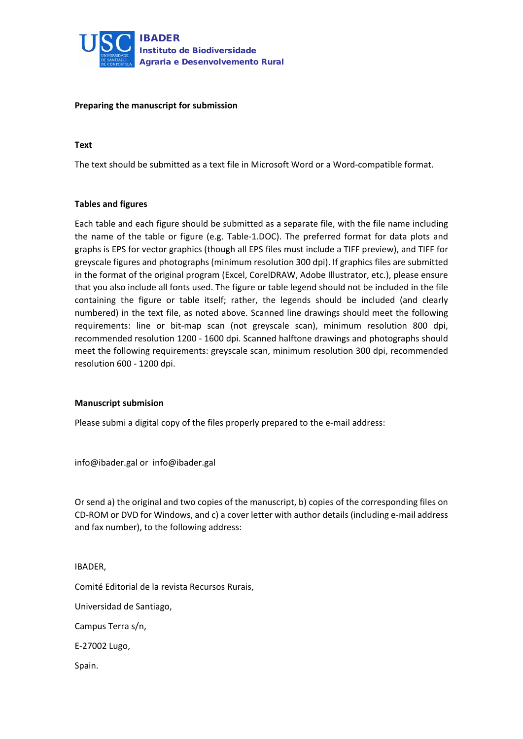**Preparing the manuscript for submission**

**Text**

The text should be submitted as a text file in Microsoft Word or a Word-compatible format.

**Tables and figures**

Each table and each figure should be submitted as a separate file, with the file name including the name of the table or figure (e.g. Table-1.DOC). The preferred format for data plots and graphs is EPS for vector graphics (though all EPS files must include a TIFF preview), and TIFF for greyscale figures and photographs (minimum resolution 300 dpi). If graphics files are submitted in the format of the original program (Excel, CorelDRAW, Adobe Illustrator, etc.), please ensure that you also include all fonts used. The figure or table legend should not be included in the file containing the figure or table itself; rather, the legends should be included (and clearly numbered) in the text file, as noted above. Scanned line drawings should meet the following requirements: line or bit-map scan (not greyscale scan), minimum resolution 800 dpi, recommended resolution 1200 - 1600 dpi. Scanned halftone drawings and photographs should meet the following requirements: greyscale scan, minimum resolution 300 dpi, recommended resolution 600 - 1200 dpi.

**Manuscript submision**

Please submi a digital copy of the files properly prepared to the e-mail address:

info@ibader.gal or info@ibader.gal

Or send a) the original and two copies of the manuscript, b) copies of the corresponding files on CD-ROM or DVD for Windows, and c) a cover letter with author details (including e-mail address and fax number), to the following address:

IBADER,

Comité Editorial de la revista Recursos Rurais,

Universidad de Santiago,

Campus Terra s/n,

E-27002 Lugo,

Spain.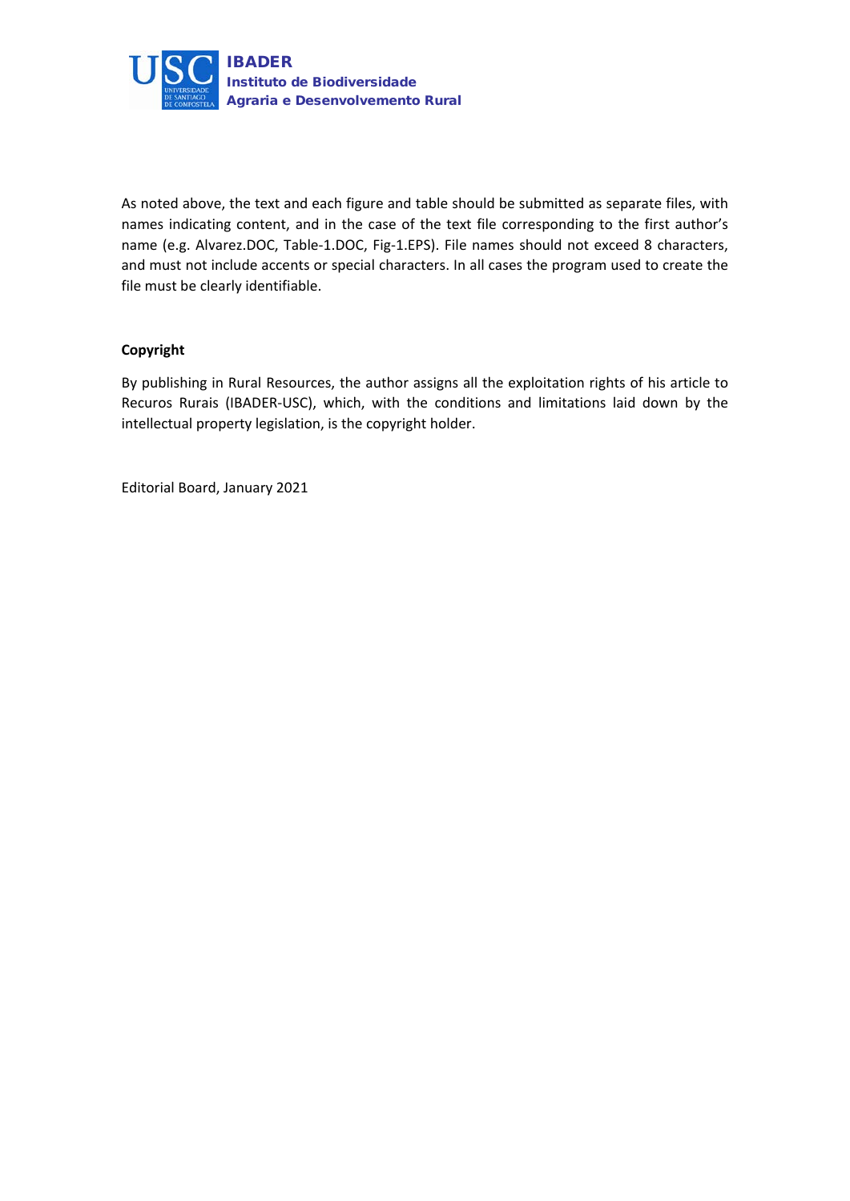As noted above, the text and each figure and table should be submitted as separate files, with names indicating content, and in the case of the text file corresponding to the first author's name (e.g. Alvarez.DOC, Table-1.DOC, Fig-1.EPS). File names should not exceed 8 characters, and must not include accents or special characters. In all cases the program used to create the file must be clearly identifiable.

**Copyright**

By publishing in Rural Resources, the author assigns all the exploitation rights of his article to Recuros Rurais (IBADER-USC), which, with the conditions and limitations laid down by the intellectual property legislation, is the copyright holder.

Editorial Board, January 2021